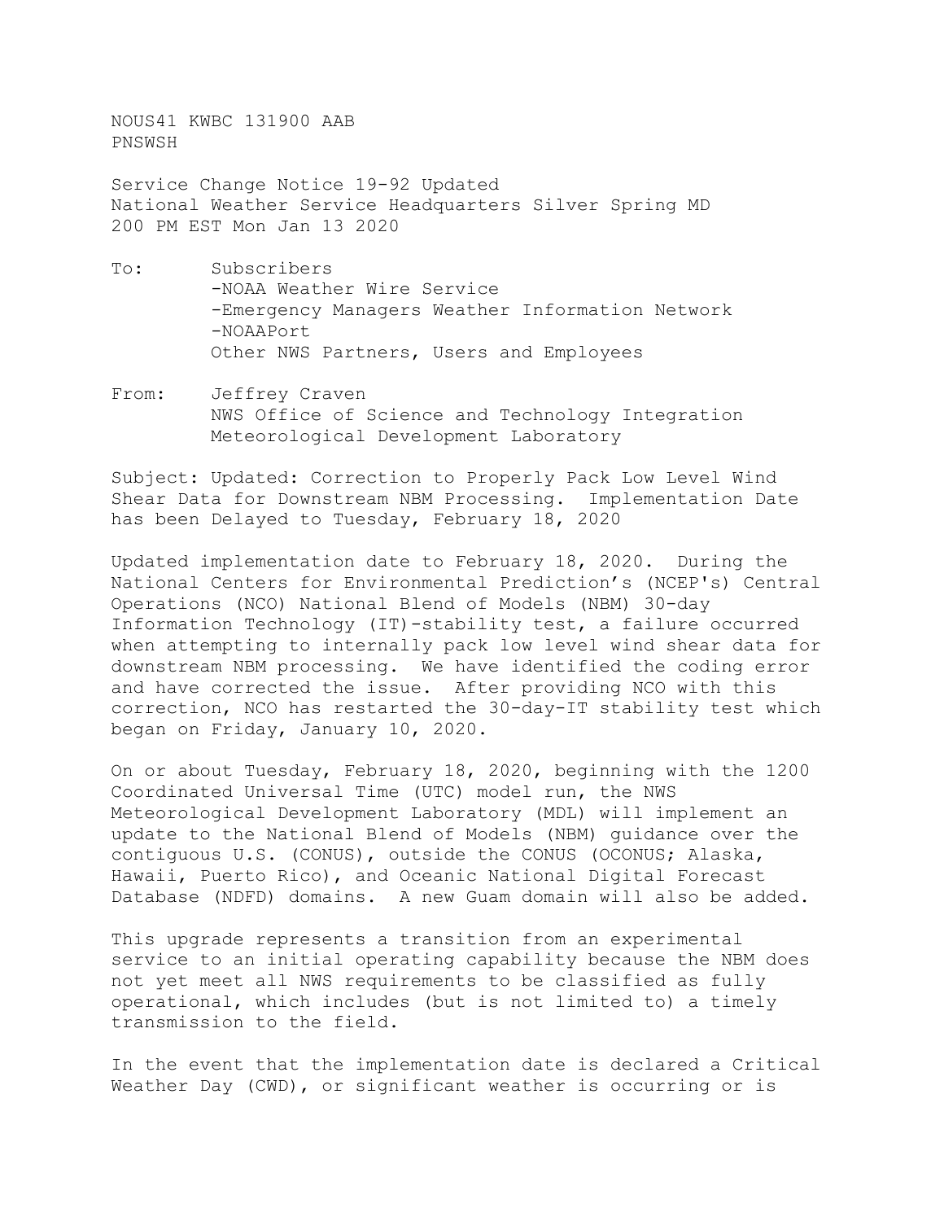NOUS41 KWBC 131900 AAB
PNSWSH

Service Change Notice 19-92 Updated
National Weather Service Headquarters Silver Spring MD
200 PM EST Mon Jan 13 2020

To: Subscribers
-NOAA Weather Wire Service
-Emergency Managers Weather Information Network
-NOAAPort
Other NWS Partners, Users and Employees

From: Jeffrey Craven
NWS Office of Science and Technology Integration
Meteorological Development Laboratory

Subject: Updated: Correction to Properly Pack Low Level Wind Shear Data for Downstream NBM Processing. Implementation Date has been Delayed to Tuesday, February 18, 2020

Updated implementation date to February 18, 2020. During the National Centers for Environmental Prediction's (NCEP's) Central Operations (NCO) National Blend of Models (NBM) 30-day Information Technology (IT)-stability test, a failure occurred when attempting to internally pack low level wind shear data for downstream NBM processing. We have identified the coding error and have corrected the issue. After providing NCO with this correction, NCO has restarted the 30-day-IT stability test which began on Friday, January 10, 2020.

On or about Tuesday, February 18, 2020, beginning with the 1200 Coordinated Universal Time (UTC) model run, the NWS Meteorological Development Laboratory (MDL) will implement an update to the National Blend of Models (NBM) guidance over the contiguous U.S. (CONUS), outside the CONUS (OCONUS; Alaska, Hawaii, Puerto Rico), and Oceanic National Digital Forecast Database (NDFD) domains. A new Guam domain will also be added.

This upgrade represents a transition from an experimental service to an initial operating capability because the NBM does not yet meet all NWS requirements to be classified as fully operational, which includes (but is not limited to) a timely transmission to the field.

In the event that the implementation date is declared a Critical Weather Day (CWD), or significant weather is occurring or is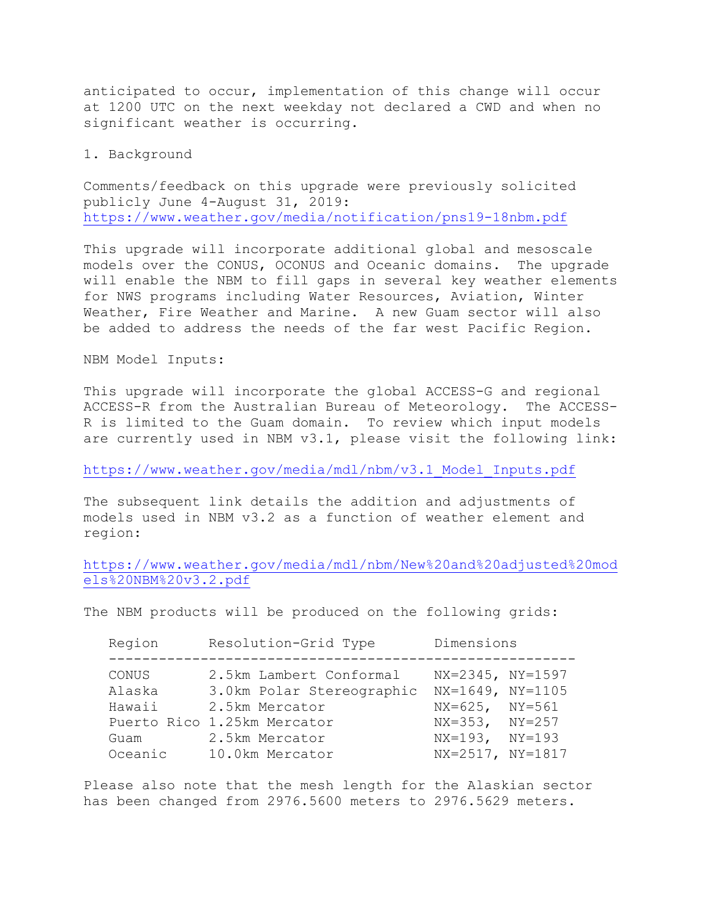anticipated to occur, implementation of this change will occur at 1200 UTC on the next weekday not declared a CWD and when no significant weather is occurring.

1. Background

Comments/feedback on this upgrade were previously solicited publicly June 4-August 31, 2019:
https://www.weather.gov/media/notification/pns19-18nbm.pdf

This upgrade will incorporate additional global and mesoscale models over the CONUS, OCONUS and Oceanic domains. The upgrade will enable the NBM to fill gaps in several key weather elements for NWS programs including Water Resources, Aviation, Winter Weather, Fire Weather and Marine. A new Guam sector will also be added to address the needs of the far west Pacific Region.

NBM Model Inputs:

This upgrade will incorporate the global ACCESS-G and regional ACCESS-R from the Australian Bureau of Meteorology. The ACCESS-R is limited to the Guam domain. To review which input models are currently used in NBM v3.1, please visit the following link:

https://www.weather.gov/media/mdl/nbm/v3.1_Model_Inputs.pdf

The subsequent link details the addition and adjustments of models used in NBM v3.2 as a function of weather element and region:

https://www.weather.gov/media/mdl/nbm/New%20and%20adjusted%20models%20NBM%20v3.2.pdf

The NBM products will be produced on the following grids:

| Region | Resolution-Grid Type | Dimensions |
|---|---|---|
| CONUS | 2.5km Lambert Conformal | NX=2345, NY=1597 |
| Alaska | 3.0km Polar Stereographic | NX=1649, NY=1105 |
| Hawaii | 2.5km Mercator | NX=625, NY=561 |
| Puerto Rico | 1.25km Mercator | NX=353, NY=257 |
| Guam | 2.5km Mercator | NX=193, NY=193 |
| Oceanic | 10.0km Mercator | NX=2517, NY=1817 |

Please also note that the mesh length for the Alaskian sector has been changed from 2976.5600 meters to 2976.5629 meters.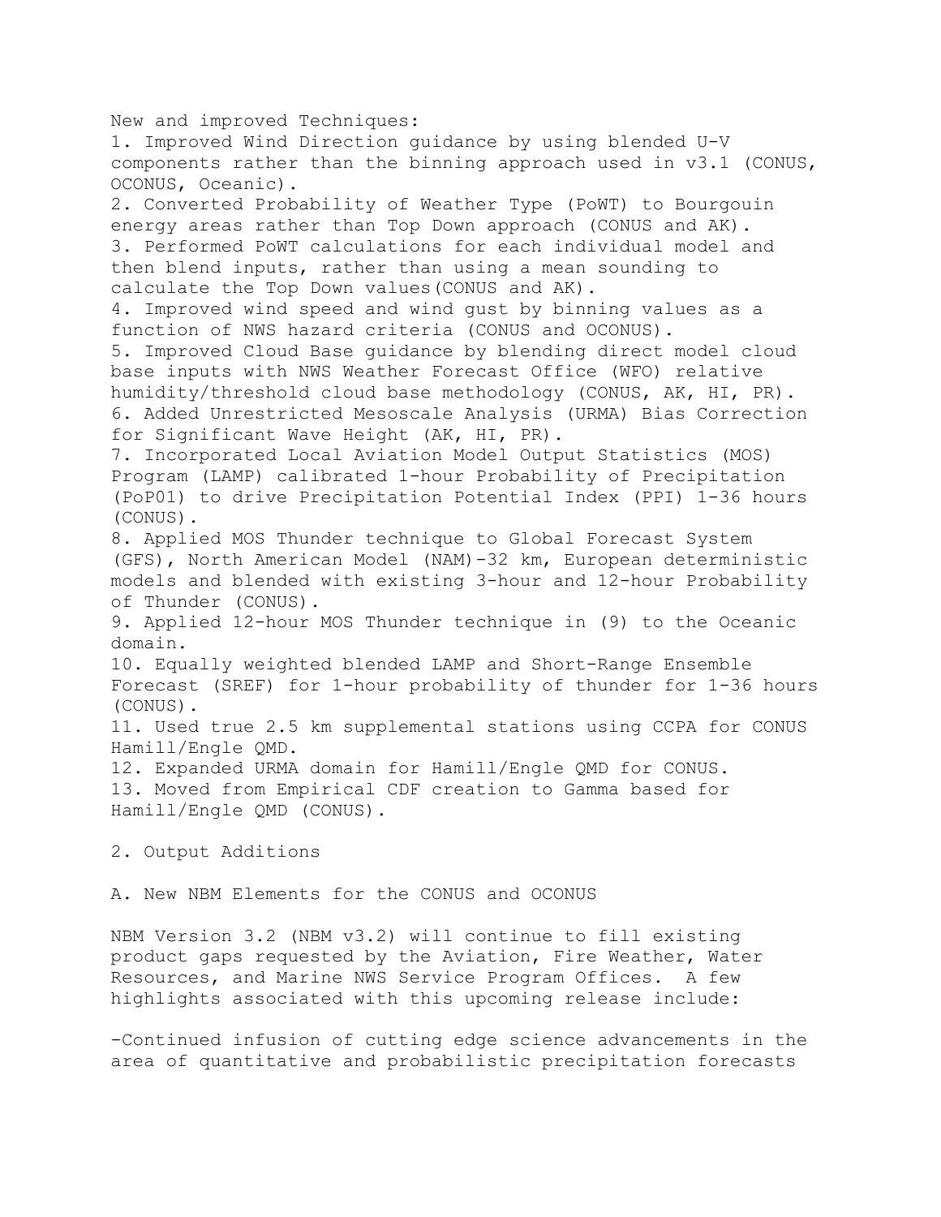New and improved Techniques:

1. Improved Wind Direction guidance by using blended U-V components rather than the binning approach used in v3.1 (CONUS, OCONUS, Oceanic).
2. Converted Probability of Weather Type (PoWT) to Bourgouin energy areas rather than Top Down approach (CONUS and AK).
3. Performed PoWT calculations for each individual model and then blend inputs, rather than using a mean sounding to calculate the Top Down values(CONUS and AK).
4. Improved wind speed and wind gust by binning values as a function of NWS hazard criteria (CONUS and OCONUS).
5. Improved Cloud Base guidance by blending direct model cloud base inputs with NWS Weather Forecast Office (WFO) relative humidity/threshold cloud base methodology (CONUS, AK, HI, PR).
6. Added Unrestricted Mesoscale Analysis (URMA) Bias Correction for Significant Wave Height (AK, HI, PR).
7. Incorporated Local Aviation Model Output Statistics (MOS) Program (LAMP) calibrated 1-hour Probability of Precipitation (PoP01) to drive Precipitation Potential Index (PPI) 1-36 hours (CONUS).
8. Applied MOS Thunder technique to Global Forecast System (GFS), North American Model (NAM)-32 km, European deterministic models and blended with existing 3-hour and 12-hour Probability of Thunder (CONUS).
9. Applied 12-hour MOS Thunder technique in (9) to the Oceanic domain.
10. Equally weighted blended LAMP and Short-Range Ensemble Forecast (SREF) for 1-hour probability of thunder for 1-36 hours (CONUS).
11. Used true 2.5 km supplemental stations using CCPA for CONUS Hamill/Engle QMD.
12. Expanded URMA domain for Hamill/Engle QMD for CONUS.
13. Moved from Empirical CDF creation to Gamma based for Hamill/Engle QMD (CONUS).

2. Output Additions

A. New NBM Elements for the CONUS and OCONUS

NBM Version 3.2 (NBM v3.2) will continue to fill existing product gaps requested by the Aviation, Fire Weather, Water Resources, and Marine NWS Service Program Offices. A few highlights associated with this upcoming release include:

-Continued infusion of cutting edge science advancements in the area of quantitative and probabilistic precipitation forecasts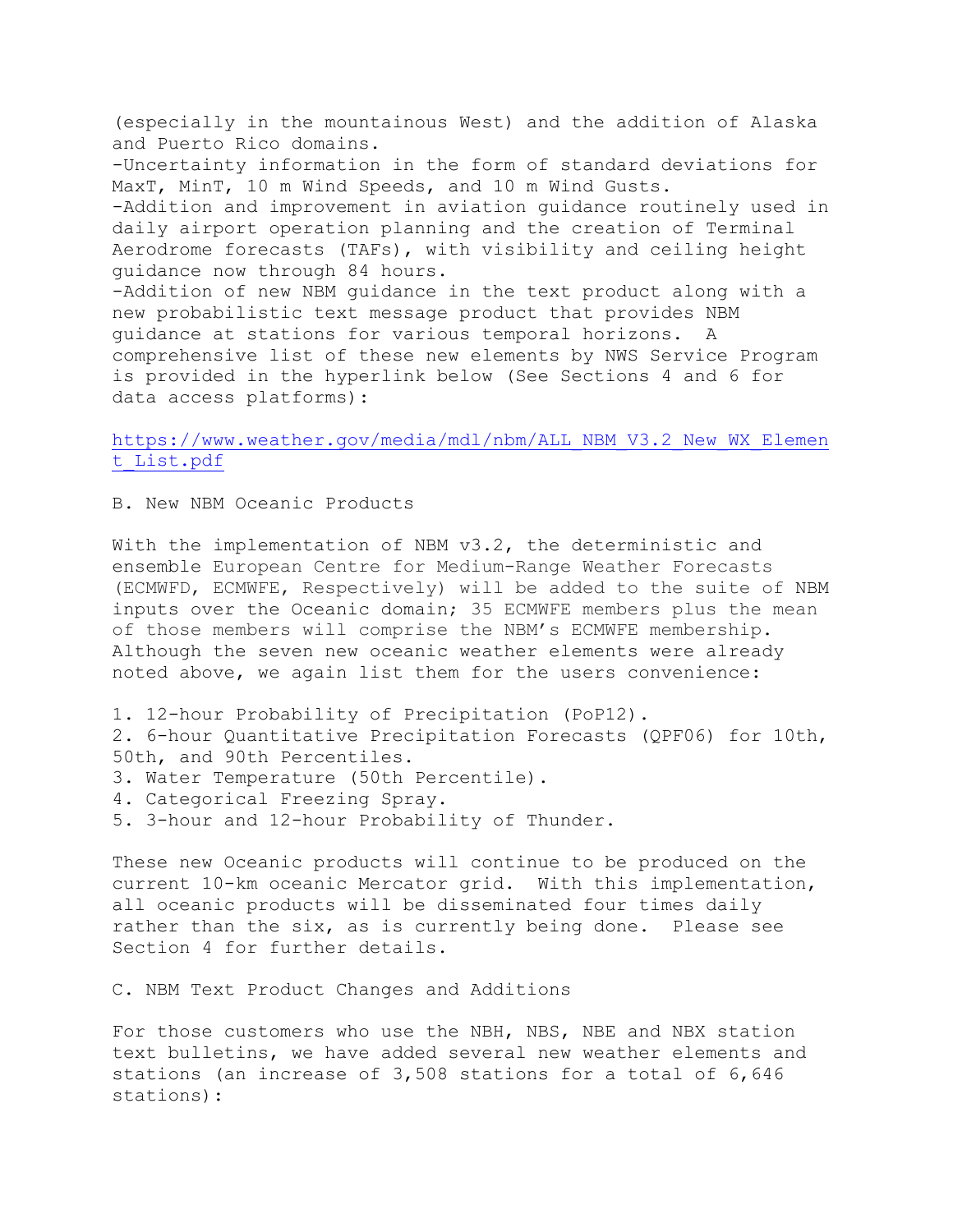(especially in the mountainous West) and the addition of Alaska and Puerto Rico domains.

-Uncertainty information in the form of standard deviations for MaxT, MinT, 10 m Wind Speeds, and 10 m Wind Gusts.

-Addition and improvement in aviation guidance routinely used in daily airport operation planning and the creation of Terminal Aerodrome forecasts (TAFs), with visibility and ceiling height guidance now through 84 hours.

-Addition of new NBM guidance in the text product along with a new probabilistic text message product that provides NBM guidance at stations for various temporal horizons. A comprehensive list of these new elements by NWS Service Program is provided in the hyperlink below (See Sections 4 and 6 for data access platforms):

https://www.weather.gov/media/mdl/nbm/ALL_NBM_V3.2_New_WX_Element_List.pdf

B. New NBM Oceanic Products

With the implementation of NBM v3.2, the deterministic and ensemble European Centre for Medium-Range Weather Forecasts (ECMWFD, ECMWFE, Respectively) will be added to the suite of NBM inputs over the Oceanic domain; 35 ECMWFE members plus the mean of those members will comprise the NBM's ECMWFE membership. Although the seven new oceanic weather elements were already noted above, we again list them for the users convenience:

1. 12-hour Probability of Precipitation (PoP12).
2. 6-hour Quantitative Precipitation Forecasts (QPF06) for 10th, 50th, and 90th Percentiles.
3. Water Temperature (50th Percentile).
4. Categorical Freezing Spray.
5. 3-hour and 12-hour Probability of Thunder.

These new Oceanic products will continue to be produced on the current 10-km oceanic Mercator grid. With this implementation, all oceanic products will be disseminated four times daily rather than the six, as is currently being done. Please see Section 4 for further details.

C. NBM Text Product Changes and Additions

For those customers who use the NBH, NBS, NBE and NBX station text bulletins, we have added several new weather elements and stations (an increase of 3,508 stations for a total of 6,646 stations):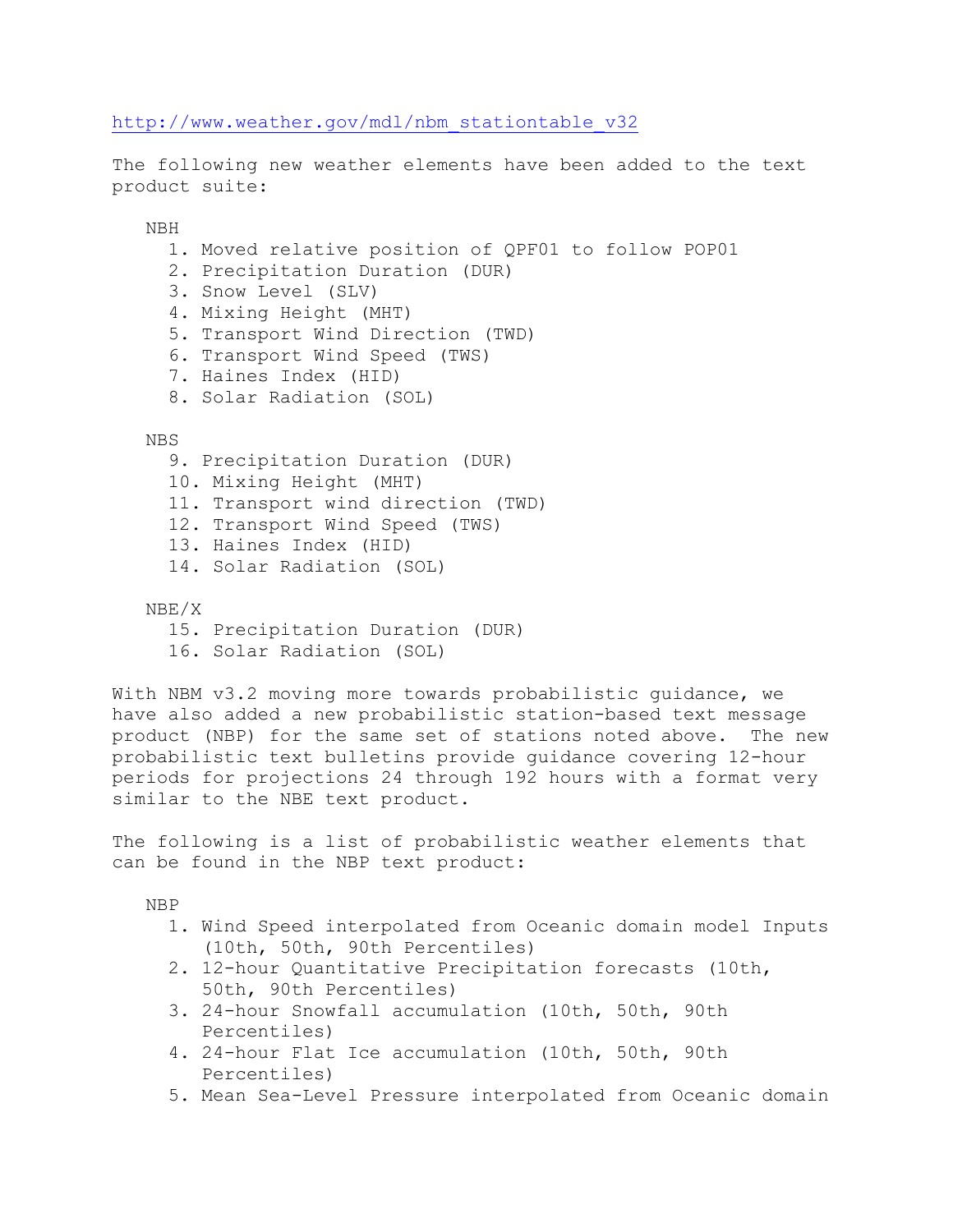http://www.weather.gov/mdl/nbm_stationtable_v32

The following new weather elements have been added to the text product suite:

NBH

1. Moved relative position of QPF01 to follow POP01
2. Precipitation Duration (DUR)
3. Snow Level (SLV)
4. Mixing Height (MHT)
5. Transport Wind Direction (TWD)
6. Transport Wind Speed (TWS)
7. Haines Index (HID)
8. Solar Radiation (SOL)

NBS

9. Precipitation Duration (DUR)
10. Mixing Height (MHT)
11. Transport wind direction (TWD)
12. Transport Wind Speed (TWS)
13. Haines Index (HID)
14. Solar Radiation (SOL)

NBE/X

15. Precipitation Duration (DUR)
16. Solar Radiation (SOL)

With NBM v3.2 moving more towards probabilistic guidance, we have also added a new probabilistic station-based text message product (NBP) for the same set of stations noted above. The new probabilistic text bulletins provide guidance covering 12-hour periods for projections 24 through 192 hours with a format very similar to the NBE text product.

The following is a list of probabilistic weather elements that can be found in the NBP text product:

NBP

1. Wind Speed interpolated from Oceanic domain model Inputs (10th, 50th, 90th Percentiles)
2. 12-hour Quantitative Precipitation forecasts (10th, 50th, 90th Percentiles)
3. 24-hour Snowfall accumulation (10th, 50th, 90th Percentiles)
4. 24-hour Flat Ice accumulation (10th, 50th, 90th Percentiles)
5. Mean Sea-Level Pressure interpolated from Oceanic domain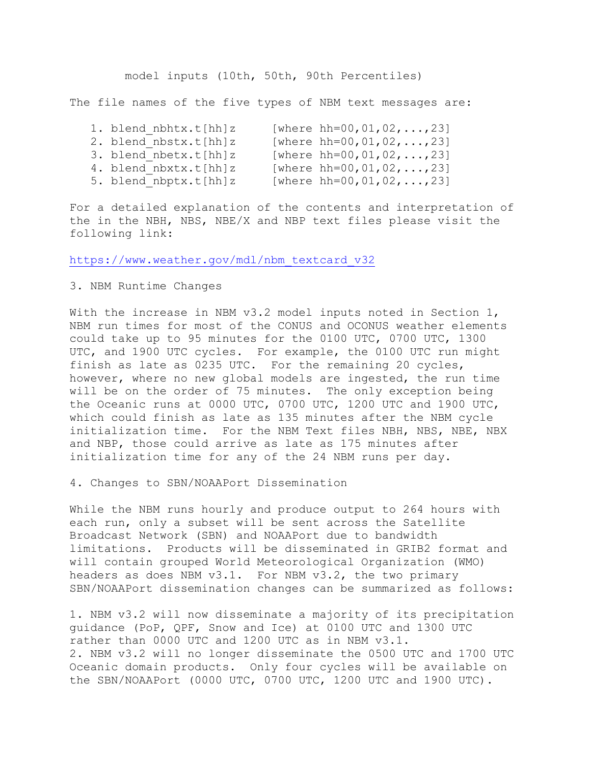model inputs (10th, 50th, 90th Percentiles)

The file names of the five types of NBM text messages are:

1. blend_nbhtx.t[hh]z     [where hh=00,01,02,...,23]
2. blend_nbstx.t[hh]z     [where hh=00,01,02,...,23]
3. blend_nbetx.t[hh]z     [where hh=00,01,02,...,23]
4. blend_nbxtx.t[hh]z     [where hh=00,01,02,...,23]
5. blend_nbptx.t[hh]z     [where hh=00,01,02,...,23]

For a detailed explanation of the contents and interpretation of the in the NBH, NBS, NBE/X and NBP text files please visit the following link:

https://www.weather.gov/mdl/nbm_textcard_v32

## 3. NBM Runtime Changes

With the increase in NBM v3.2 model inputs noted in Section 1, NBM run times for most of the CONUS and OCONUS weather elements could take up to 95 minutes for the 0100 UTC, 0700 UTC, 1300 UTC, and 1900 UTC cycles. For example, the 0100 UTC run might finish as late as 0235 UTC. For the remaining 20 cycles, however, where no new global models are ingested, the run time will be on the order of 75 minutes. The only exception being the Oceanic runs at 0000 UTC, 0700 UTC, 1200 UTC and 1900 UTC, which could finish as late as 135 minutes after the NBM cycle initialization time. For the NBM Text files NBH, NBS, NBE, NBX and NBP, those could arrive as late as 175 minutes after initialization time for any of the 24 NBM runs per day.

## 4. Changes to SBN/NOAAPort Dissemination

While the NBM runs hourly and produce output to 264 hours with each run, only a subset will be sent across the Satellite Broadcast Network (SBN) and NOAAPort due to bandwidth limitations. Products will be disseminated in GRIB2 format and will contain grouped World Meteorological Organization (WMO) headers as does NBM v3.1. For NBM v3.2, the two primary SBN/NOAAPort dissemination changes can be summarized as follows:

1. NBM v3.2 will now disseminate a majority of its precipitation guidance (PoP, QPF, Snow and Ice) at 0100 UTC and 1300 UTC rather than 0000 UTC and 1200 UTC as in NBM v3.1.
2. NBM v3.2 will no longer disseminate the 0500 UTC and 1700 UTC Oceanic domain products. Only four cycles will be available on the SBN/NOAAPort (0000 UTC, 0700 UTC, 1200 UTC and 1900 UTC).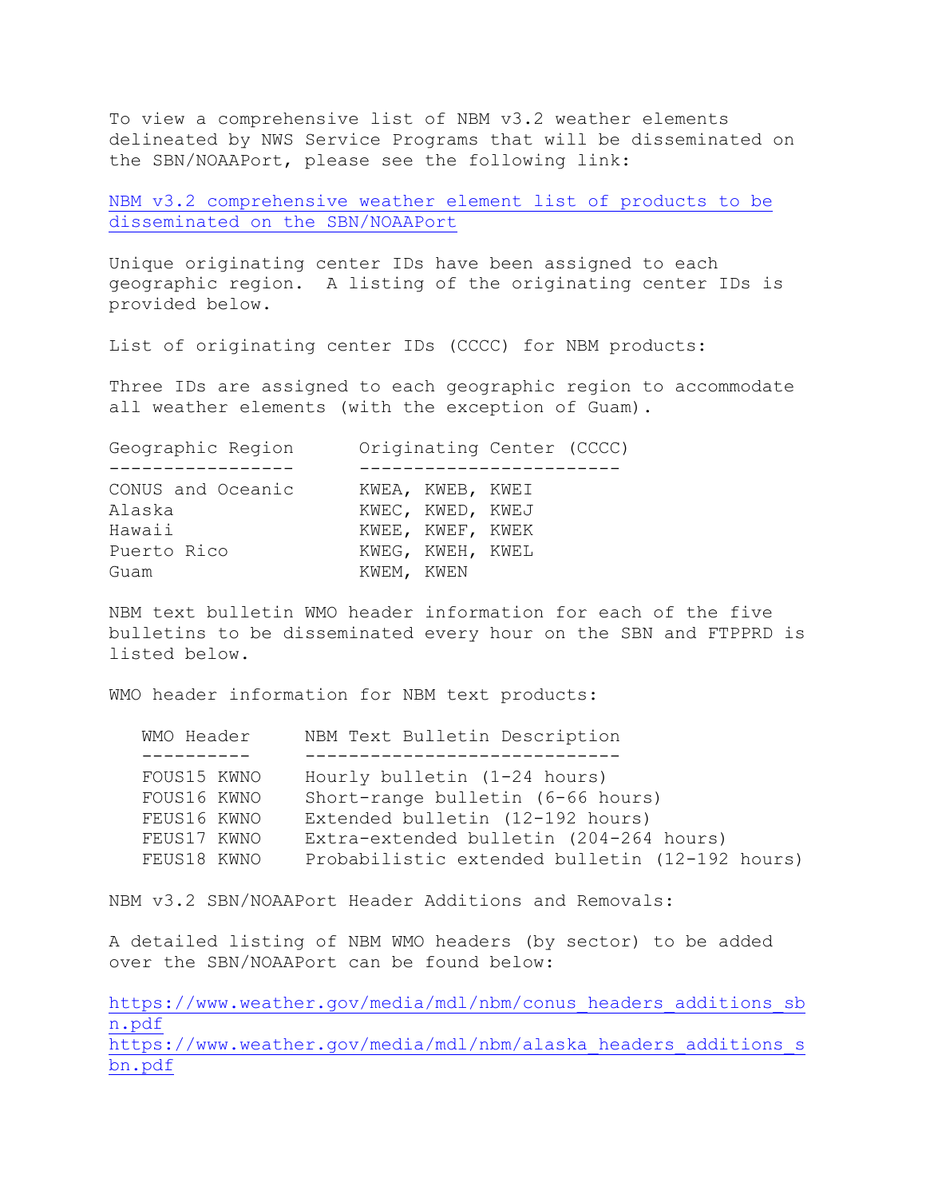To view a comprehensive list of NBM v3.2 weather elements delineated by NWS Service Programs that will be disseminated on the SBN/NOAAPort, please see the following link:

[NBM v3.2 comprehensive weather element list of products to be disseminated on the SBN/NOAAPort]()

Unique originating center IDs have been assigned to each geographic region. A listing of the originating center IDs is provided below.

List of originating center IDs (CCCC) for NBM products:

Three IDs are assigned to each geographic region to accommodate all weather elements (with the exception of Guam).

| Geographic Region | Originating Center (CCCC) |
|---|---|
| CONUS and Oceanic | KWEA, KWEB, KWEI |
| Alaska | KWEC, KWED, KWEJ |
| Hawaii | KWEE, KWEF, KWEK |
| Puerto Rico | KWEG, KWEH, KWEL |
| Guam | KWEM, KWEN |

NBM text bulletin WMO header information for each of the five bulletins to be disseminated every hour on the SBN and FTPPRD is listed below.

WMO header information for NBM text products:

| WMO Header | NBM Text Bulletin Description |
|---|---|
| FOUS15 KWNO | Hourly bulletin (1-24 hours) |
| FOUS16 KWNO | Short-range bulletin (6-66 hours) |
| FEUS16 KWNO | Extended bulletin (12-192 hours) |
| FEUS17 KWNO | Extra-extended bulletin (204-264 hours) |
| FEUS18 KWNO | Probabilistic extended bulletin (12-192 hours) |

NBM v3.2 SBN/NOAAPort Header Additions and Removals:

A detailed listing of NBM WMO headers (by sector) to be added over the SBN/NOAAPort can be found below:

https://www.weather.gov/media/mdl/nbm/conus_headers_additions_sbn.pdf
https://www.weather.gov/media/mdl/nbm/alaska_headers_additions_sbn.pdf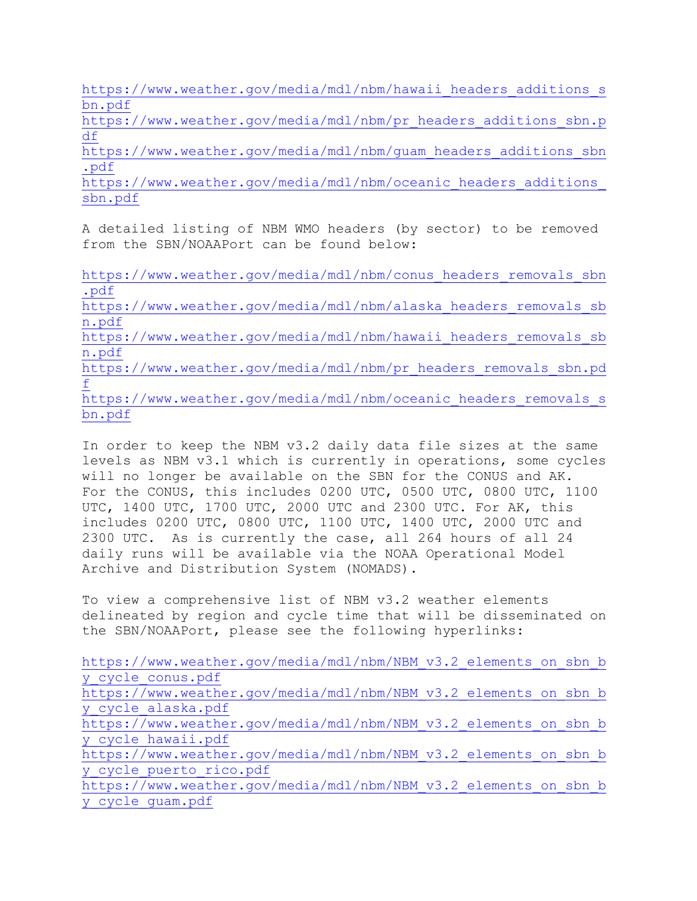https://www.weather.gov/media/mdl/nbm/hawaii_headers_additions_sbn.pdf
https://www.weather.gov/media/mdl/nbm/pr_headers_additions_sbn.pdf
https://www.weather.gov/media/mdl/nbm/guam_headers_additions_sbn.pdf
https://www.weather.gov/media/mdl/nbm/oceanic_headers_additions_sbn.pdf

A detailed listing of NBM WMO headers (by sector) to be removed from the SBN/NOAAPort can be found below:

https://www.weather.gov/media/mdl/nbm/conus_headers_removals_sbn.pdf
https://www.weather.gov/media/mdl/nbm/alaska_headers_removals_sbn.pdf
https://www.weather.gov/media/mdl/nbm/hawaii_headers_removals_sbn.pdf
https://www.weather.gov/media/mdl/nbm/pr_headers_removals_sbn.pdf
https://www.weather.gov/media/mdl/nbm/oceanic_headers_removals_sbn.pdf

In order to keep the NBM v3.2 daily data file sizes at the same levels as NBM v3.1 which is currently in operations, some cycles will no longer be available on the SBN for the CONUS and AK. For the CONUS, this includes 0200 UTC, 0500 UTC, 0800 UTC, 1100 UTC, 1400 UTC, 1700 UTC, 2000 UTC and 2300 UTC. For AK, this includes 0200 UTC, 0800 UTC, 1100 UTC, 1400 UTC, 2000 UTC and 2300 UTC. As is currently the case, all 264 hours of all 24 daily runs will be available via the NOAA Operational Model Archive and Distribution System (NOMADS).

To view a comprehensive list of NBM v3.2 weather elements delineated by region and cycle time that will be disseminated on the SBN/NOAAPort, please see the following hyperlinks:

https://www.weather.gov/media/mdl/nbm/NBM_v3.2_elements_on_sbn_by_cycle_conus.pdf
https://www.weather.gov/media/mdl/nbm/NBM_v3.2_elements_on_sbn_by_cycle_alaska.pdf
https://www.weather.gov/media/mdl/nbm/NBM_v3.2_elements_on_sbn_by_cycle_hawaii.pdf
https://www.weather.gov/media/mdl/nbm/NBM_v3.2_elements_on_sbn_by_cycle_puerto_rico.pdf
https://www.weather.gov/media/mdl/nbm/NBM_v3.2_elements_on_sbn_by_cycle_guam.pdf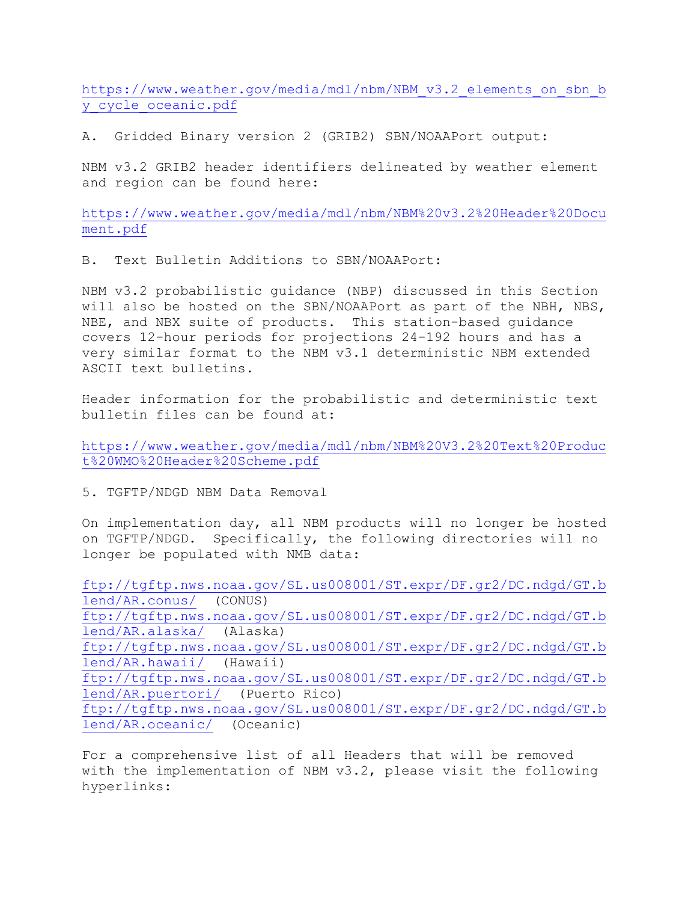https://www.weather.gov/media/mdl/nbm/NBM_v3.2_elements_on_sbn_by_cycle_oceanic.pdf

A. Gridded Binary version 2 (GRIB2) SBN/NOAAPort output:

NBM v3.2 GRIB2 header identifiers delineated by weather element and region can be found here:

https://www.weather.gov/media/mdl/nbm/NBM%20v3.2%20Header%20Document.pdf

B. Text Bulletin Additions to SBN/NOAAPort:

NBM v3.2 probabilistic guidance (NBP) discussed in this Section will also be hosted on the SBN/NOAAPort as part of the NBH, NBS, NBE, and NBX suite of products. This station-based guidance covers 12-hour periods for projections 24-192 hours and has a very similar format to the NBM v3.1 deterministic NBM extended ASCII text bulletins.

Header information for the probabilistic and deterministic text bulletin files can be found at:

https://www.weather.gov/media/mdl/nbm/NBM%20V3.2%20Text%20Product%20WMO%20Header%20Scheme.pdf

5. TGFTP/NDGD NBM Data Removal

On implementation day, all NBM products will no longer be hosted on TGFTP/NDGD. Specifically, the following directories will no longer be populated with NMB data:

ftp://tgftp.nws.noaa.gov/SL.us008001/ST.expr/DF.gr2/DC.ndgd/GT.blend/AR.conus/ (CONUS)
ftp://tgftp.nws.noaa.gov/SL.us008001/ST.expr/DF.gr2/DC.ndgd/GT.blend/AR.alaska/ (Alaska)
ftp://tgftp.nws.noaa.gov/SL.us008001/ST.expr/DF.gr2/DC.ndgd/GT.blend/AR.hawaii/ (Hawaii)
ftp://tgftp.nws.noaa.gov/SL.us008001/ST.expr/DF.gr2/DC.ndgd/GT.blend/AR.puertori/ (Puerto Rico)
ftp://tgftp.nws.noaa.gov/SL.us008001/ST.expr/DF.gr2/DC.ndgd/GT.blend/AR.oceanic/ (Oceanic)

For a comprehensive list of all Headers that will be removed with the implementation of NBM v3.2, please visit the following hyperlinks: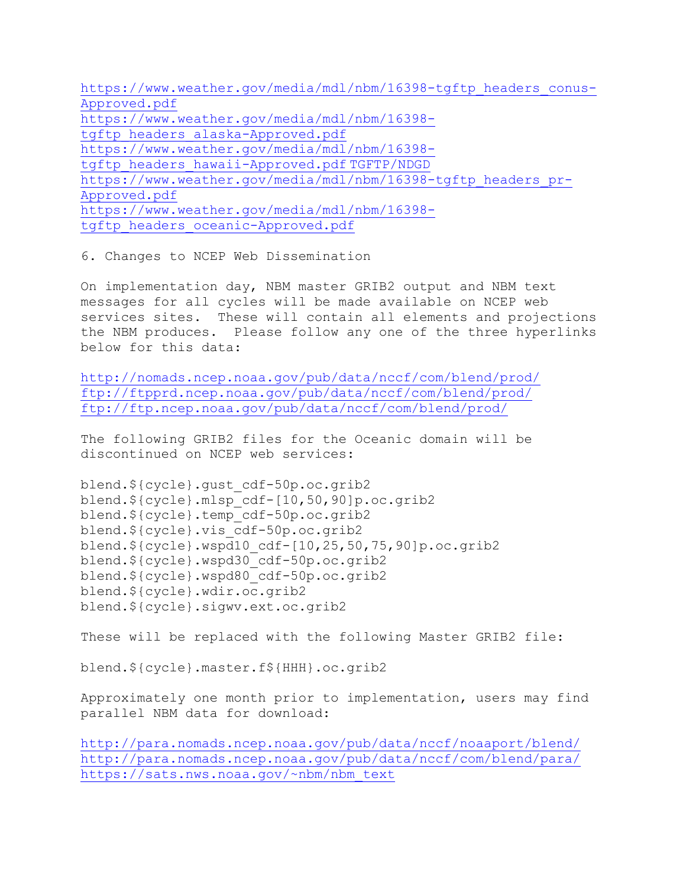https://www.weather.gov/media/mdl/nbm/16398-tgftp_headers_conus-Approved.pdf
https://www.weather.gov/media/mdl/nbm/16398-tgftp_headers_alaska-Approved.pdf
https://www.weather.gov/media/mdl/nbm/16398-tgftp_headers_hawaii-Approved.pdf TGFTP/NDGD
https://www.weather.gov/media/mdl/nbm/16398-tgftp_headers_pr-Approved.pdf
https://www.weather.gov/media/mdl/nbm/16398-tgftp_headers_oceanic-Approved.pdf

6. Changes to NCEP Web Dissemination

On implementation day, NBM master GRIB2 output and NBM text messages for all cycles will be made available on NCEP web services sites. These will contain all elements and projections the NBM produces. Please follow any one of the three hyperlinks below for this data:

http://nomads.ncep.noaa.gov/pub/data/nccf/com/blend/prod/
ftp://ftpprd.ncep.noaa.gov/pub/data/nccf/com/blend/prod/
ftp://ftp.ncep.noaa.gov/pub/data/nccf/com/blend/prod/

The following GRIB2 files for the Oceanic domain will be discontinued on NCEP web services:

```
blend.${cycle}.gust_cdf-50p.oc.grib2
blend.${cycle}.mlsp_cdf-[10,50,90]p.oc.grib2
blend.${cycle}.temp_cdf-50p.oc.grib2
blend.${cycle}.vis_cdf-50p.oc.grib2
blend.${cycle}.wspd10_cdf-[10,25,50,75,90]p.oc.grib2
blend.${cycle}.wspd30_cdf-50p.oc.grib2
blend.${cycle}.wspd80_cdf-50p.oc.grib2
blend.${cycle}.wdir.oc.grib2
blend.${cycle}.sigwv.ext.oc.grib2
```

These will be replaced with the following Master GRIB2 file:

```
blend.${cycle}.master.f${HHH}.oc.grib2
```

Approximately one month prior to implementation, users may find parallel NBM data for download:

http://para.nomads.ncep.noaa.gov/pub/data/nccf/noaaport/blend/
http://para.nomads.ncep.noaa.gov/pub/data/nccf/com/blend/para/
https://sats.nws.noaa.gov/~nbm/nbm_text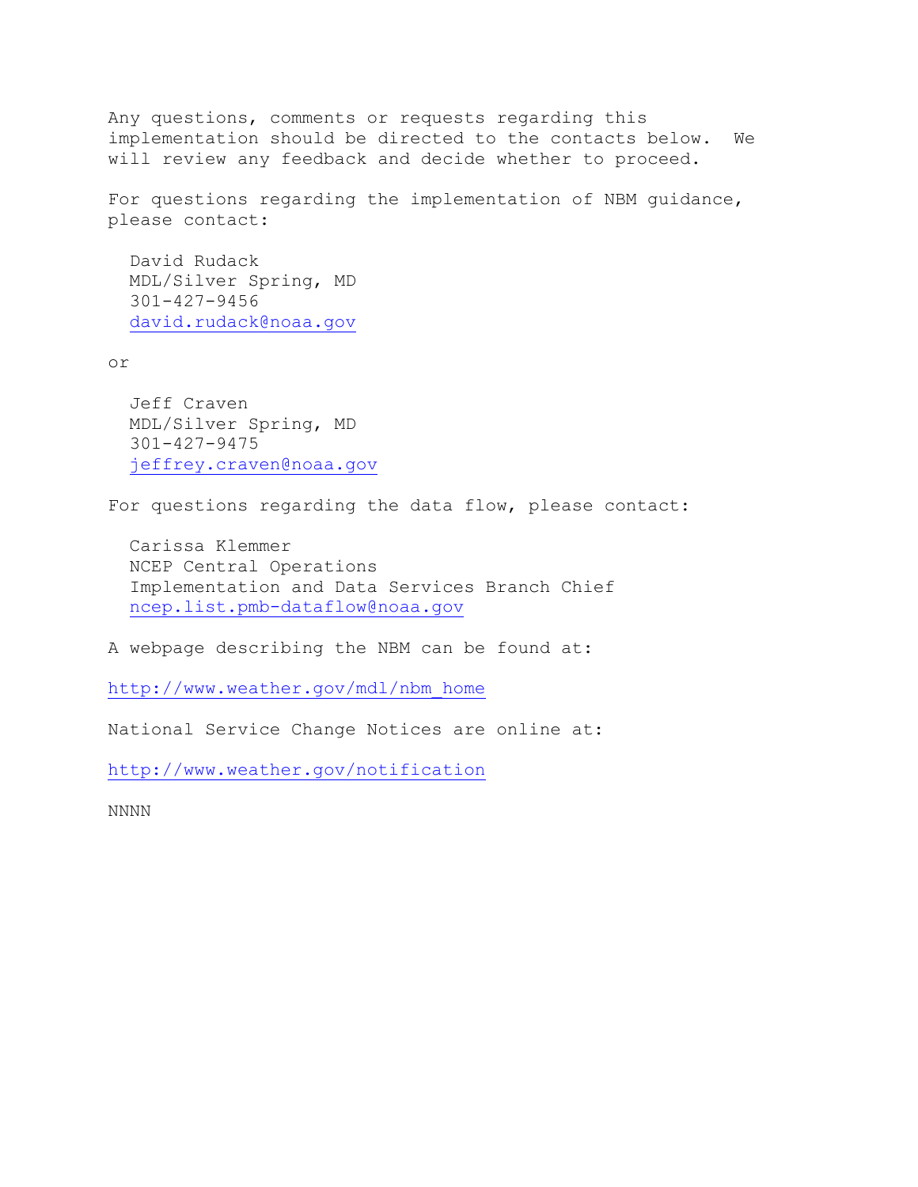Any questions, comments or requests regarding this implementation should be directed to the contacts below. We will review any feedback and decide whether to proceed.

For questions regarding the implementation of NBM guidance, please contact:

David Rudack
MDL/Silver Spring, MD
301-427-9456
david.rudack@noaa.gov

or

Jeff Craven
MDL/Silver Spring, MD
301-427-9475
jeffrey.craven@noaa.gov

For questions regarding the data flow, please contact:

Carissa Klemmer
NCEP Central Operations
Implementation and Data Services Branch Chief
ncep.list.pmb-dataflow@noaa.gov

A webpage describing the NBM can be found at:

http://www.weather.gov/mdl/nbm_home

National Service Change Notices are online at:

http://www.weather.gov/notification

NNNN